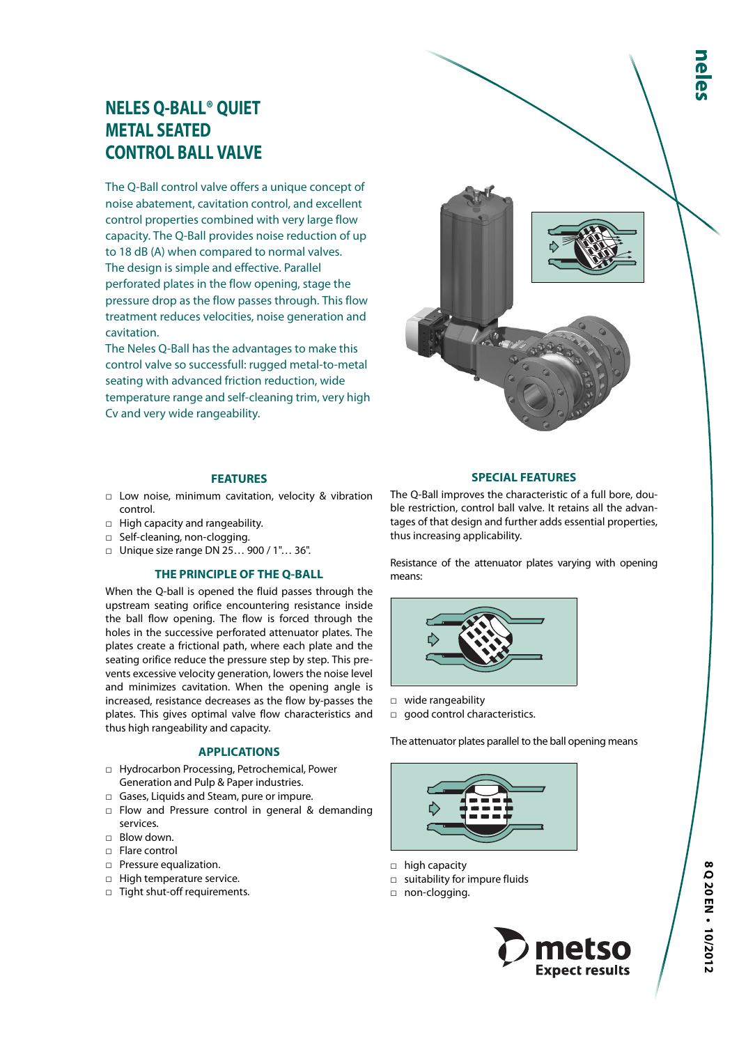# NELES Q-BALL® QUIET METAL SEATED CONTROL BALL VALVE

The Q-Ball control valve offers a unique concept of noise abatement, cavitation control, and excellent control properties combined with very large flow capacity. The Q-Ball provides noise reduction of up to 18 dB (A) when compared to normal valves. The design is simple and effective. Parallel perforated plates in the flow opening, stage the pressure drop as the flow passes through. This flow treatment reduces velocities, noise generation and cavitation.
The Neles Q-Ball has the advantages to make this control valve so successfull: rugged metal-to-metal seating with advanced friction reduction, wide temperature range and self-cleaning trim, very high Cv and very wide rangeability.

## FEATURES

- Low noise, minimum cavitation, velocity & vibration control.
- High capacity and rangeability.
- Self-cleaning, non-clogging.
- Unique size range DN 25… 900 / 1"… 36".

## THE PRINCIPLE OF THE Q-BALL

When the Q-ball is opened the fluid passes through the upstream seating orifice encountering resistance inside the ball flow opening. The flow is forced through the holes in the successive perforated attenuator plates. The plates create a frictional path, where each plate and the seating orifice reduce the pressure step by step. This prevents excessive velocity generation, lowers the noise level and minimizes cavitation. When the opening angle is increased, resistance decreases as the flow by-passes the plates. This gives optimal valve flow characteristics and thus high rangeability and capacity.

## APPLICATIONS

- Hydrocarbon Processing, Petrochemical, Power Generation and Pulp & Paper industries.
- Gases, Liquids and Steam, pure or impure.
- Flow and Pressure control in general & demanding services.
- Blow down.
- Flare control
- Pressure equalization.
- High temperature service.
- Tight shut-off requirements.

## SPECIAL FEATURES

The Q-Ball improves the characteristic of a full bore, double restriction, control ball valve. It retains all the advantages of that design and further adds essential properties, thus increasing applicability.

Resistance of the attenuator plates varying with opening means:

- wide rangeability
- good control characteristics.

The attenuator plates parallel to the ball opening means

- high capacity
- suitability for impure fluids
- non-clogging.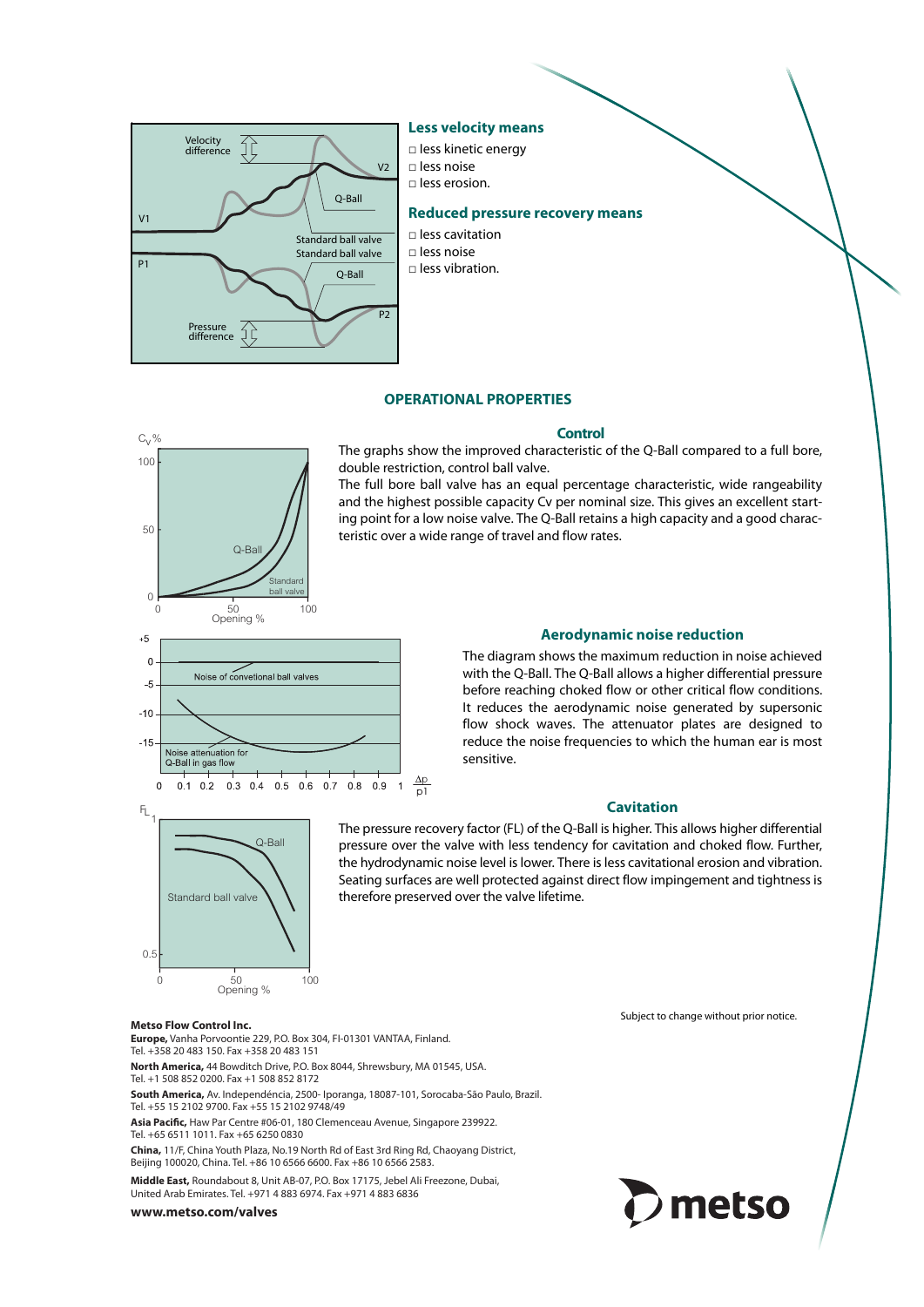Velocity difference

V1

V2

Q-Ball

Standard ball valve

Standard ball valve

P1

Q-Ball

P2

Pressure difference

### Less velocity means

- less kinetic energy
- less noise
- less erosion.

### Reduced pressure recovery means

- less cavitation
- less noise
- less vibration.

## OPERATIONAL PROPERTIES

$C_v$ %

100

50

0

Q-Ball

Standard ball valve

0 50 100

Opening %

### Control

The graphs show the improved characteristic of the Q-Ball compared to a full bore, double restriction, control ball valve.

The full bore ball valve has an equal percentage characteristic, wide rangeability and the highest possible capacity Cv per nominal size. This gives an excellent starting point for a low noise valve. The Q-Ball retains a high capacity and a good characteristic over a wide range of travel and flow rates.

+5

0

-5

-10

-15

Noise of convetional ball valves

Noise attenuation for Q-Ball in gas flow

0 0.1 0.2 0.3 0.4 0.5 0.6 0.7 0.8 0.9 1 $\frac{\Delta p}{p1}$

### Aerodynamic noise reduction

The diagram shows the maximum reduction in noise achieved with the Q-Ball. The Q-Ball allows a higher differential pressure before reaching choked flow or other critical flow conditions. It reduces the aerodynamic noise generated by supersonic flow shock waves. The attenuator plates are designed to reduce the noise frequencies to which the human ear is most sensitive.

$F_L$

1

Q-Ball

Standard ball valve

0.5

0 50 100

Opening %

### Cavitation

The pressure recovery factor (FL) of the Q-Ball is higher. This allows higher differential pressure over the valve with less tendency for cavitation and choked flow. Further, the hydrodynamic noise level is lower. There is less cavitational erosion and vibration. Seating surfaces are well protected against direct flow impingement and tightness is therefore preserved over the valve lifetime.

Subject to change without prior notice.

**Metso Flow Control Inc.**

**Europe,** Vanha Porvoontie 229, P.O. Box 304, FI-01301 VANTAA, Finland.
Tel. +358 20 483 150. Fax +358 20 483 151

**North America,** 44 Bowditch Drive, P.O. Box 8044, Shrewsbury, MA 01545, USA.
Tel. +1 508 852 0200. Fax +1 508 852 8172

**South America,** Av. Independéncia, 2500- Iporanga, 18087-101, Sorocaba-São Paulo, Brazil.
Tel. +55 15 2102 9700. Fax +55 15 2102 9748/49

**Asia Pacific,** Haw Par Centre #06-01, 180 Clemenceau Avenue, Singapore 239922.
Tel. +65 6511 1011. Fax +65 6250 0830

**China,** 11/F, China Youth Plaza, No.19 North Rd of East 3rd Ring Rd, Chaoyang District, Beijing 100020, China. Tel. +86 10 6566 6600. Fax +86 10 6566 2583.

**Middle East,** Roundabout 8, Unit AB-07, P.O. Box 17175, Jebel Ali Freezone, Dubai, United Arab Emirates. Tel. +971 4 883 6974. Fax +971 4 883 6836

**www.metso.com/valves**

metso